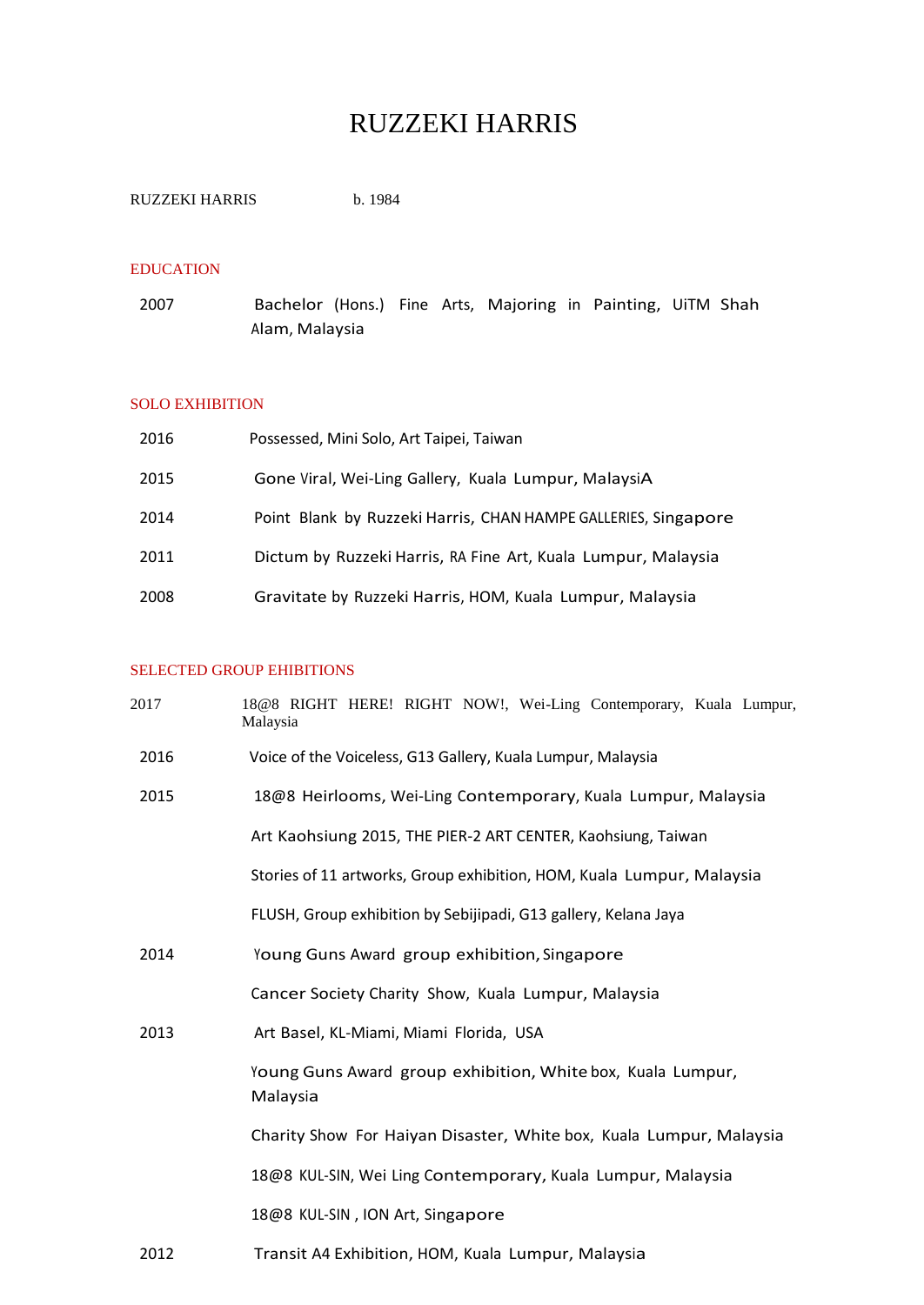# RUZZEKI HARRIS

RUZZEKI HARRIS b. 1984

## EDUCATION

| | |
|---|---|
| 2007 | Bachelor (Hons.) Fine Arts, Majoring in Painting, UiTM Shah Alam, Malaysia |

## SOLO EXHIBITION

| | |
|---|---|
| 2016 | Possessed, Mini Solo, Art Taipei, Taiwan |
| 2015 | Gone Viral, Wei-Ling Gallery, Kuala Lumpur, MalaysiA |
| 2014 | Point Blank by Ruzzeki Harris, CHAN HAMPE GALLERIES, Singapore |
| 2011 | Dictum by Ruzzeki Harris, RA Fine Art, Kuala Lumpur, Malaysia |
| 2008 | Gravitate by Ruzzeki Harris, HOM, Kuala Lumpur, Malaysia |

## SELECTED GROUP EHIBITIONS

| | |
|---|---|
| 2017 | 18@8 RIGHT HERE! RIGHT NOW!, Wei-Ling Contemporary, Kuala Lumpur, Malaysia |
| 2016 | Voice of the Voiceless, G13 Gallery, Kuala Lumpur, Malaysia |
| 2015 | 18@8 Heirlooms, Wei-Ling Contemporary, Kuala Lumpur, Malaysia |
| | Art Kaohsiung 2015, THE PIER-2 ART CENTER, Kaohsiung, Taiwan |
| | Stories of 11 artworks, Group exhibition, HOM, Kuala Lumpur, Malaysia |
| | FLUSH, Group exhibition by Sebijipadi, G13 gallery, Kelana Jaya |
| 2014 | Young Guns Award group exhibition, Singapore |
| | Cancer Society Charity Show, Kuala Lumpur, Malaysia |
| 2013 | Art Basel, KL-Miami, Miami Florida, USA |
| | Young Guns Award group exhibition, White box, Kuala Lumpur, Malaysia |
| | Charity Show For Haiyan Disaster, White box, Kuala Lumpur, Malaysia |
| | 18@8 KUL-SIN, Wei Ling Contemporary, Kuala Lumpur, Malaysia |
| | 18@8 KUL-SIN , ION Art, Singapore |
| 2012 | Transit A4 Exhibition, HOM, Kuala Lumpur, Malaysia |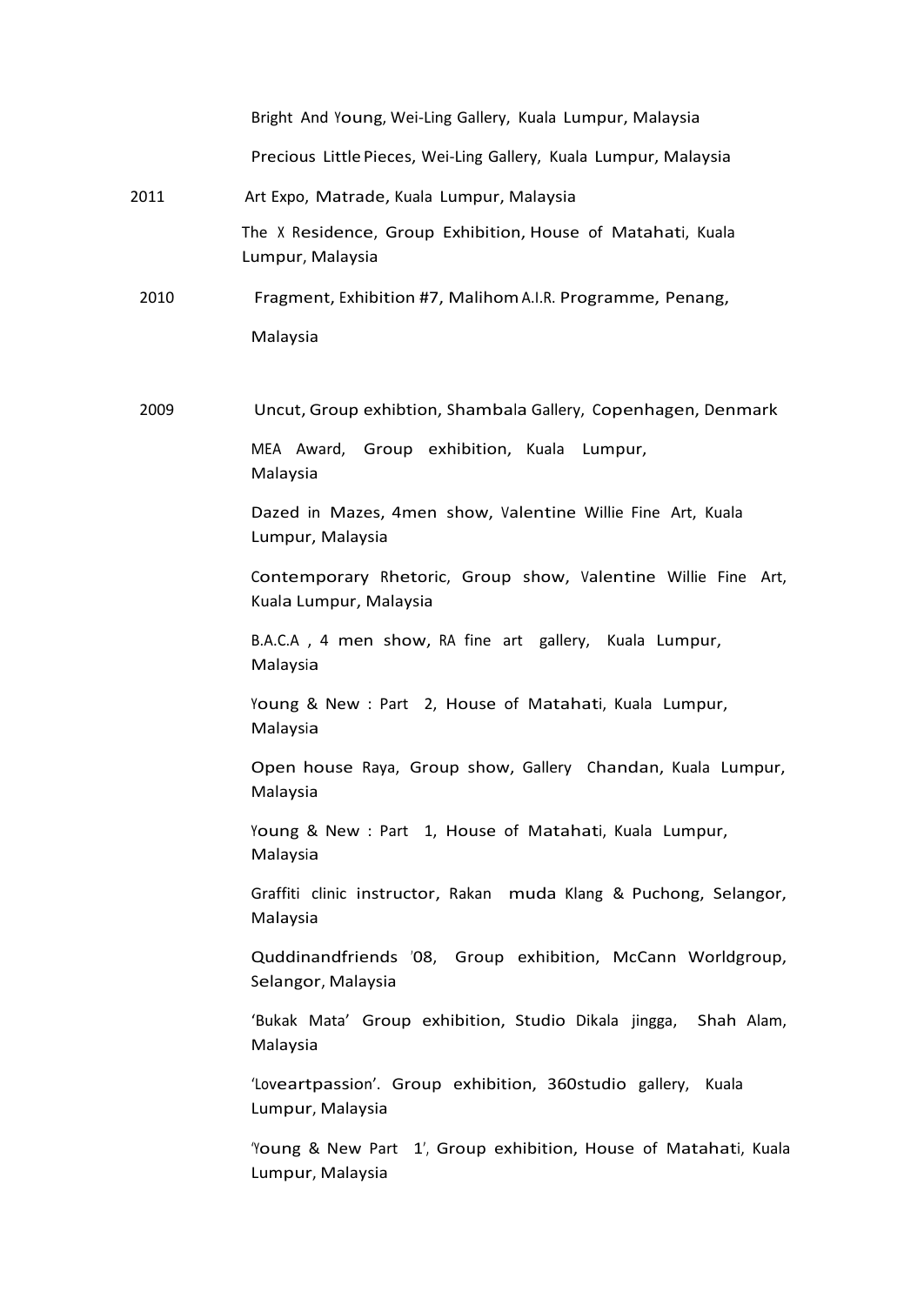Bright And Young, Wei-Ling Gallery, Kuala Lumpur, Malaysia

Precious Little Pieces, Wei-Ling Gallery, Kuala Lumpur, Malaysia

2011 Art Expo, Matrade, Kuala Lumpur, Malaysia

The X Residence, Group Exhibition, House of Matahati, Kuala Lumpur, Malaysia

2010 Fragment, Exhibition #7, Malihom A.I.R. Programme, Penang, Malaysia

2009 Uncut, Group exhibtion, Shambala Gallery, Copenhagen, Denmark

MEA Award, Group exhibition, Kuala Lumpur, Malaysia

Dazed in Mazes, 4men show, Valentine Willie Fine Art, Kuala Lumpur, Malaysia

Contemporary Rhetoric, Group show, Valentine Willie Fine Art, Kuala Lumpur, Malaysia

B.A.C.A , 4 men show, RA fine art gallery, Kuala Lumpur, Malaysia

Young & New : Part 2, House of Matahati, Kuala Lumpur, Malaysia

Open house Raya, Group show, Gallery Chandan, Kuala Lumpur, Malaysia

Young & New : Part 1, House of Matahati, Kuala Lumpur, Malaysia

Graffiti clinic instructor, Rakan muda Klang & Puchong, Selangor, Malaysia

Quddinandfriends '08, Group exhibition, McCann Worldgroup, Selangor, Malaysia

'Bukak Mata' Group exhibition, Studio Dikala jingga, Shah Alam, Malaysia

'Loveartpassion'. Group exhibition, 360studio gallery, Kuala Lumpur, Malaysia

'Young & New Part 1', Group exhibition, House of Matahati, Kuala Lumpur, Malaysia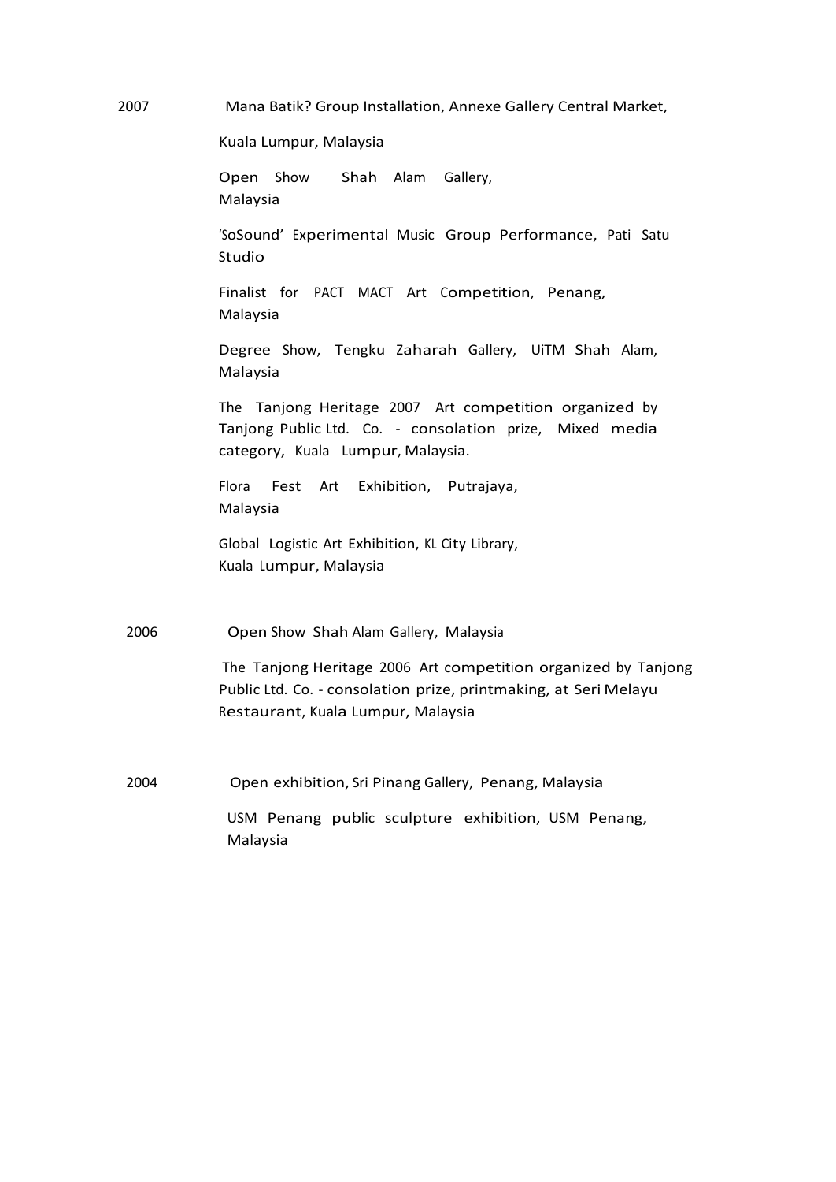2007

Mana Batik? Group Installation, Annexe Gallery Central Market, Kuala Lumpur, Malaysia

Open Show Shah Alam Gallery, Malaysia

'SoSound' Experimental Music Group Performance, Pati Satu Studio

Finalist for PACT MACT Art Competition, Penang, Malaysia

Degree Show, Tengku Zaharah Gallery, UiTM Shah Alam, Malaysia

The Tanjong Heritage 2007 Art competition organized by Tanjong Public Ltd. Co. - consolation prize, Mixed media category, Kuala Lumpur, Malaysia.

Flora Fest Art Exhibition, Putrajaya, Malaysia

Global Logistic Art Exhibition, KL City Library, Kuala Lumpur, Malaysia

2006

Open Show Shah Alam Gallery, Malaysia

The Tanjong Heritage 2006 Art competition organized by Tanjong Public Ltd. Co. - consolation prize, printmaking, at Seri Melayu Restaurant, Kuala Lumpur, Malaysia

2004

Open exhibition, Sri Pinang Gallery, Penang, Malaysia

USM Penang public sculpture exhibition, USM Penang, Malaysia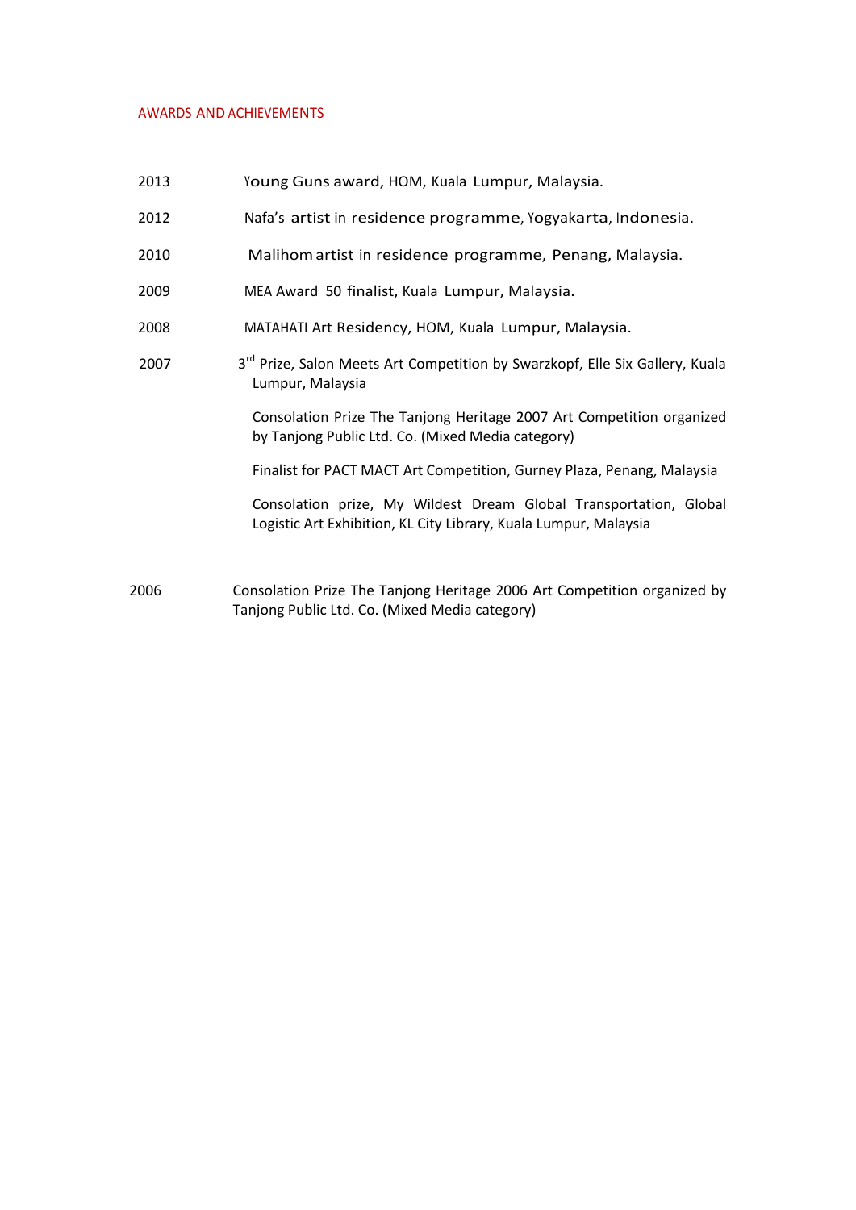## AWARDS AND ACHIEVEMENTS

| | |
|---|---|
| 2013 | Young Guns award, HOM, Kuala Lumpur, Malaysia. |
| 2012 | Nafa's artist in residence programme, Yogyakarta, Indonesia. |
| 2010 | Malihom artist in residence programme, Penang, Malaysia. |
| 2009 | MEA Award 50 finalist, Kuala Lumpur, Malaysia. |
| 2008 | MATAHATI Art Residency, HOM, Kuala Lumpur, Malaysia. |
| 2007 | 3rd Prize, Salon Meets Art Competition by Swarzkopf, Elle Six Gallery, Kuala Lumpur, Malaysia |
| | Consolation Prize The Tanjong Heritage 2007 Art Competition organized by Tanjong Public Ltd. Co. (Mixed Media category) |
| | Finalist for PACT MACT Art Competition, Gurney Plaza, Penang, Malaysia |
| | Consolation prize, My Wildest Dream Global Transportation, Global Logistic Art Exhibition, KL City Library, Kuala Lumpur, Malaysia |
| 2006 | Consolation Prize The Tanjong Heritage 2006 Art Competition organized by Tanjong Public Ltd. Co. (Mixed Media category) |